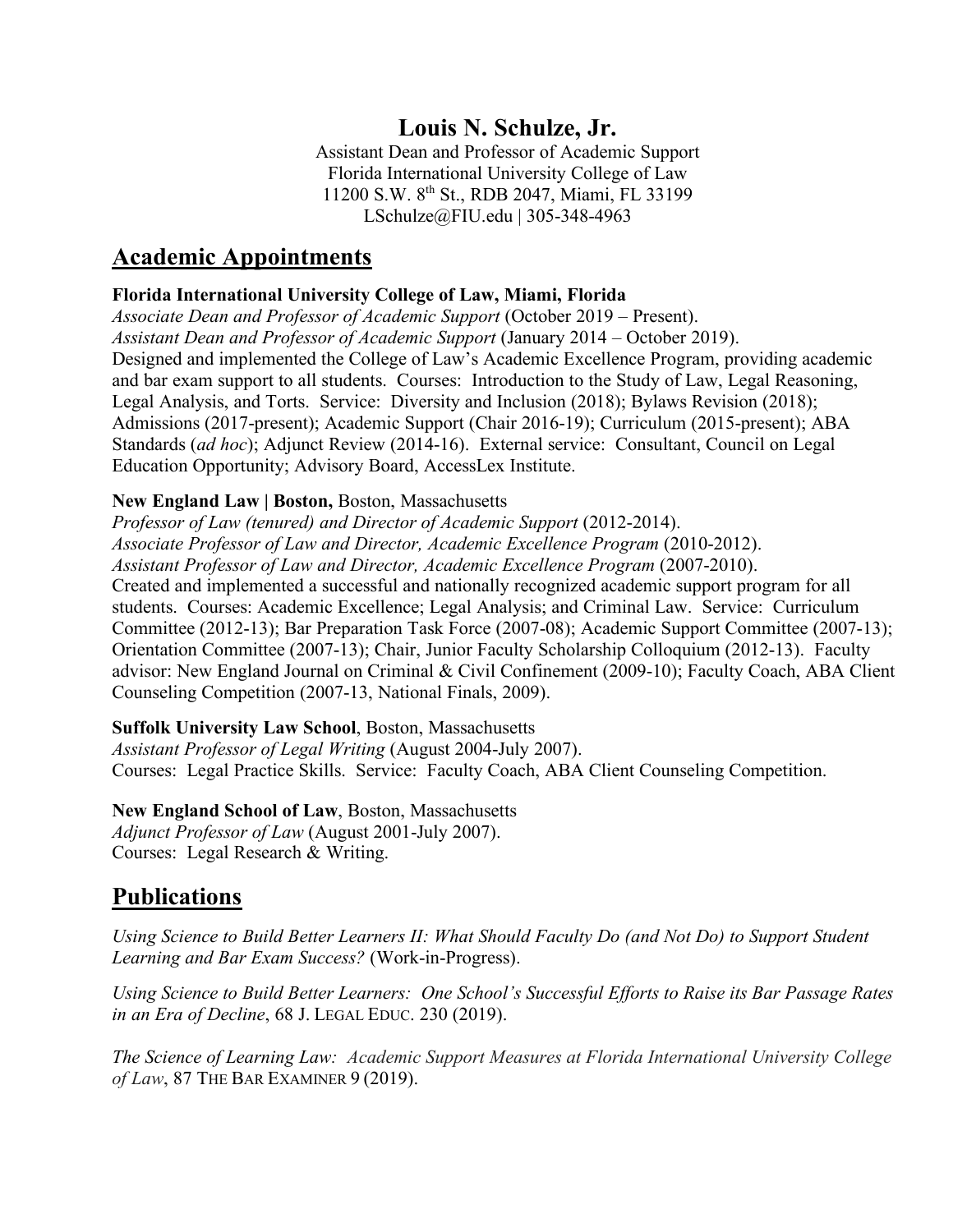# Louis N. Schulze, Jr.

Assistant Dean and Professor of Academic Support
Florida International University College of Law
11200 S.W. 8th St., RDB 2047, Miami, FL 33199
LSchulze@FIU.edu | 305-348-4963

## Academic Appointments

**Florida International University College of Law, Miami, Florida**
*Associate Dean and Professor of Academic Support* (October 2019 – Present).
*Assistant Dean and Professor of Academic Support* (January 2014 – October 2019).
Designed and implemented the College of Law's Academic Excellence Program, providing academic and bar exam support to all students. Courses: Introduction to the Study of Law, Legal Reasoning, Legal Analysis, and Torts. Service: Diversity and Inclusion (2018); Bylaws Revision (2018); Admissions (2017-present); Academic Support (Chair 2016-19); Curriculum (2015-present); ABA Standards (*ad hoc*); Adjunct Review (2014-16). External service: Consultant, Council on Legal Education Opportunity; Advisory Board, AccessLex Institute.

**New England Law | Boston,** Boston, Massachusetts
*Professor of Law (tenured) and Director of Academic Support* (2012-2014).
*Associate Professor of Law and Director, Academic Excellence Program* (2010-2012).
*Assistant Professor of Law and Director, Academic Excellence Program* (2007-2010).
Created and implemented a successful and nationally recognized academic support program for all students. Courses: Academic Excellence; Legal Analysis; and Criminal Law. Service: Curriculum Committee (2012-13); Bar Preparation Task Force (2007-08); Academic Support Committee (2007-13); Orientation Committee (2007-13); Chair, Junior Faculty Scholarship Colloquium (2012-13). Faculty advisor: New England Journal on Criminal & Civil Confinement (2009-10); Faculty Coach, ABA Client Counseling Competition (2007-13, National Finals, 2009).

**Suffolk University Law School**, Boston, Massachusetts
*Assistant Professor of Legal Writing* (August 2004-July 2007).
Courses: Legal Practice Skills. Service: Faculty Coach, ABA Client Counseling Competition.

**New England School of Law**, Boston, Massachusetts
*Adjunct Professor of Law* (August 2001-July 2007).
Courses: Legal Research & Writing.

## Publications

*Using Science to Build Better Learners II: What Should Faculty Do (and Not Do) to Support Student Learning and Bar Exam Success?* (Work-in-Progress).

*Using Science to Build Better Learners: One School's Successful Efforts to Raise its Bar Passage Rates in an Era of Decline*, 68 J. LEGAL EDUC. 230 (2019).

*The Science of Learning Law: Academic Support Measures at Florida International University College of Law*, 87 THE BAR EXAMINER 9 (2019).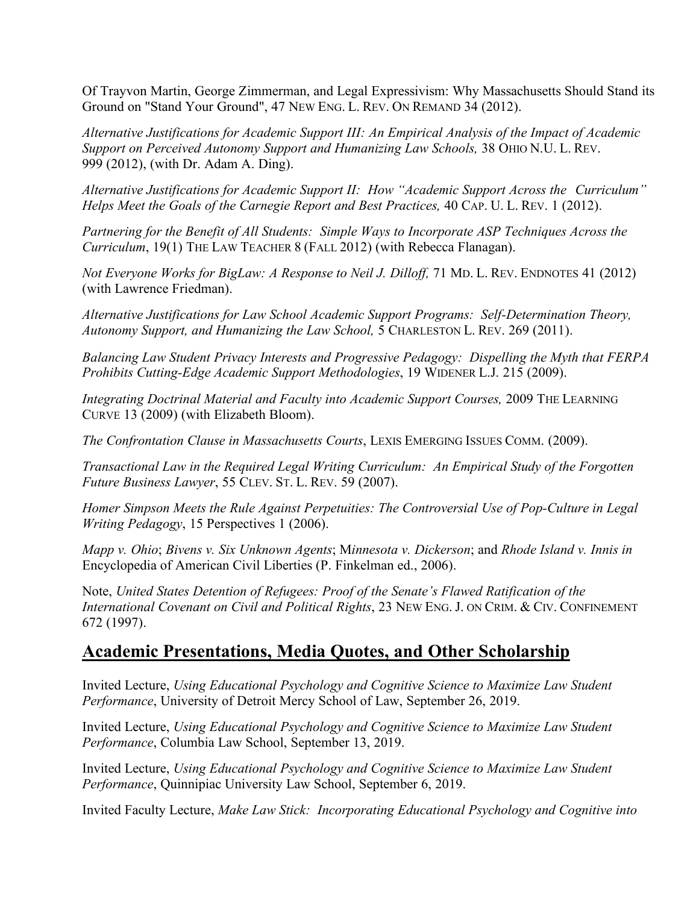Of Trayvon Martin, George Zimmerman, and Legal Expressivism: Why Massachusetts Should Stand its Ground on "Stand Your Ground", 47 NEW ENG. L. REV. ON REMAND 34 (2012).

*Alternative Justifications for Academic Support III: An Empirical Analysis of the Impact of Academic Support on Perceived Autonomy Support and Humanizing Law Schools,* 38 OHIO N.U. L. REV. 999 (2012), (with Dr. Adam A. Ding).

*Alternative Justifications for Academic Support II: How "Academic Support Across the Curriculum" Helps Meet the Goals of the Carnegie Report and Best Practices,* 40 CAP. U. L. REV. 1 (2012).

*Partnering for the Benefit of All Students: Simple Ways to Incorporate ASP Techniques Across the Curriculum*, 19(1) THE LAW TEACHER 8 (FALL 2012) (with Rebecca Flanagan).

*Not Everyone Works for BigLaw: A Response to Neil J. Dilloff,* 71 MD. L. REV. ENDNOTES 41 (2012) (with Lawrence Friedman).

*Alternative Justifications for Law School Academic Support Programs: Self-Determination Theory, Autonomy Support, and Humanizing the Law School,* 5 CHARLESTON L. REV. 269 (2011).

*Balancing Law Student Privacy Interests and Progressive Pedagogy: Dispelling the Myth that FERPA Prohibits Cutting-Edge Academic Support Methodologies*, 19 WIDENER L.J. 215 (2009).

*Integrating Doctrinal Material and Faculty into Academic Support Courses,* 2009 THE LEARNING CURVE 13 (2009) (with Elizabeth Bloom).

*The Confrontation Clause in Massachusetts Courts*, LEXIS EMERGING ISSUES COMM. (2009).

*Transactional Law in the Required Legal Writing Curriculum: An Empirical Study of the Forgotten Future Business Lawyer*, 55 CLEV. ST. L. REV. 59 (2007).

*Homer Simpson Meets the Rule Against Perpetuities: The Controversial Use of Pop-Culture in Legal Writing Pedagogy*, 15 Perspectives 1 (2006).

*Mapp v. Ohio*; *Bivens v. Six Unknown Agents*; *Minnesota v. Dickerson*; and *Rhode Island v. Innis in* Encyclopedia of American Civil Liberties (P. Finkelman ed., 2006).

Note, *United States Detention of Refugees: Proof of the Senate's Flawed Ratification of the International Covenant on Civil and Political Rights*, 23 NEW ENG. J. ON CRIM. & CIV. CONFINEMENT 672 (1997).

## Academic Presentations, Media Quotes, and Other Scholarship

Invited Lecture, *Using Educational Psychology and Cognitive Science to Maximize Law Student Performance*, University of Detroit Mercy School of Law, September 26, 2019.

Invited Lecture, *Using Educational Psychology and Cognitive Science to Maximize Law Student Performance*, Columbia Law School, September 13, 2019.

Invited Lecture, *Using Educational Psychology and Cognitive Science to Maximize Law Student Performance*, Quinnipiac University Law School, September 6, 2019.

Invited Faculty Lecture, *Make Law Stick: Incorporating Educational Psychology and Cognitive into*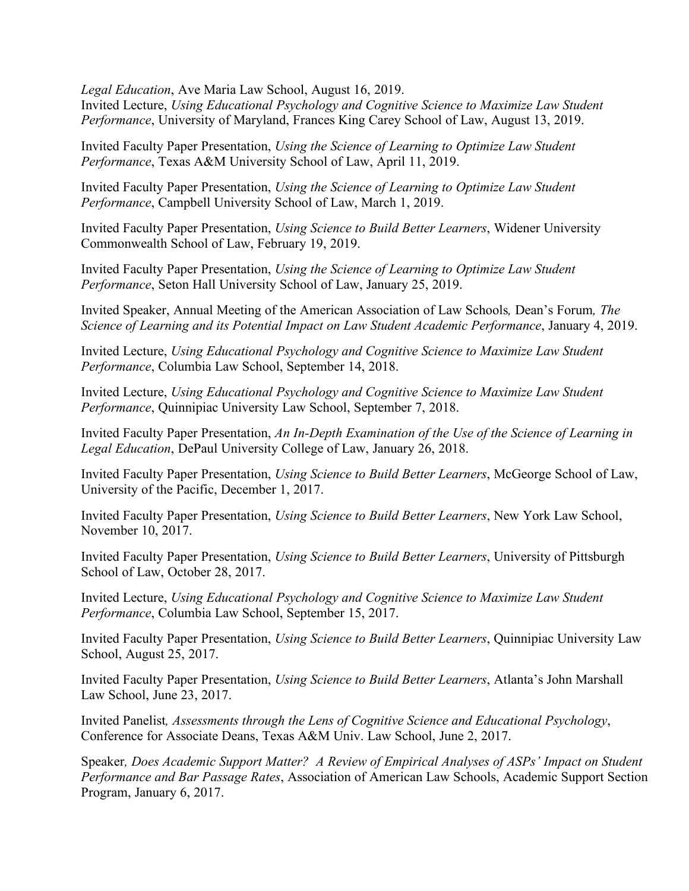*Legal Education*, Ave Maria Law School, August 16, 2019.
Invited Lecture, *Using Educational Psychology and Cognitive Science to Maximize Law Student Performance*, University of Maryland, Frances King Carey School of Law, August 13, 2019.

Invited Faculty Paper Presentation, *Using the Science of Learning to Optimize Law Student Performance*, Texas A&M University School of Law, April 11, 2019.

Invited Faculty Paper Presentation, *Using the Science of Learning to Optimize Law Student Performance*, Campbell University School of Law, March 1, 2019.

Invited Faculty Paper Presentation, *Using Science to Build Better Learners*, Widener University Commonwealth School of Law, February 19, 2019.

Invited Faculty Paper Presentation, *Using the Science of Learning to Optimize Law Student Performance*, Seton Hall University School of Law, January 25, 2019.

Invited Speaker, Annual Meeting of the American Association of Law Schools*,* Dean's Forum*, The Science of Learning and its Potential Impact on Law Student Academic Performance*, January 4, 2019.

Invited Lecture, *Using Educational Psychology and Cognitive Science to Maximize Law Student Performance*, Columbia Law School, September 14, 2018.

Invited Lecture, *Using Educational Psychology and Cognitive Science to Maximize Law Student Performance*, Quinnipiac University Law School, September 7, 2018.

Invited Faculty Paper Presentation, *An In-Depth Examination of the Use of the Science of Learning in Legal Education*, DePaul University College of Law, January 26, 2018.

Invited Faculty Paper Presentation, *Using Science to Build Better Learners*, McGeorge School of Law, University of the Pacific, December 1, 2017.

Invited Faculty Paper Presentation, *Using Science to Build Better Learners*, New York Law School, November 10, 2017.

Invited Faculty Paper Presentation, *Using Science to Build Better Learners*, University of Pittsburgh School of Law, October 28, 2017.

Invited Lecture, *Using Educational Psychology and Cognitive Science to Maximize Law Student Performance*, Columbia Law School, September 15, 2017.

Invited Faculty Paper Presentation, *Using Science to Build Better Learners*, Quinnipiac University Law School, August 25, 2017.

Invited Faculty Paper Presentation, *Using Science to Build Better Learners*, Atlanta's John Marshall Law School, June 23, 2017.

Invited Panelist*, Assessments through the Lens of Cognitive Science and Educational Psychology*, Conference for Associate Deans, Texas A&M Univ. Law School, June 2, 2017.

Speaker*, Does Academic Support Matter? A Review of Empirical Analyses of ASPs' Impact on Student Performance and Bar Passage Rates*, Association of American Law Schools, Academic Support Section Program, January 6, 2017.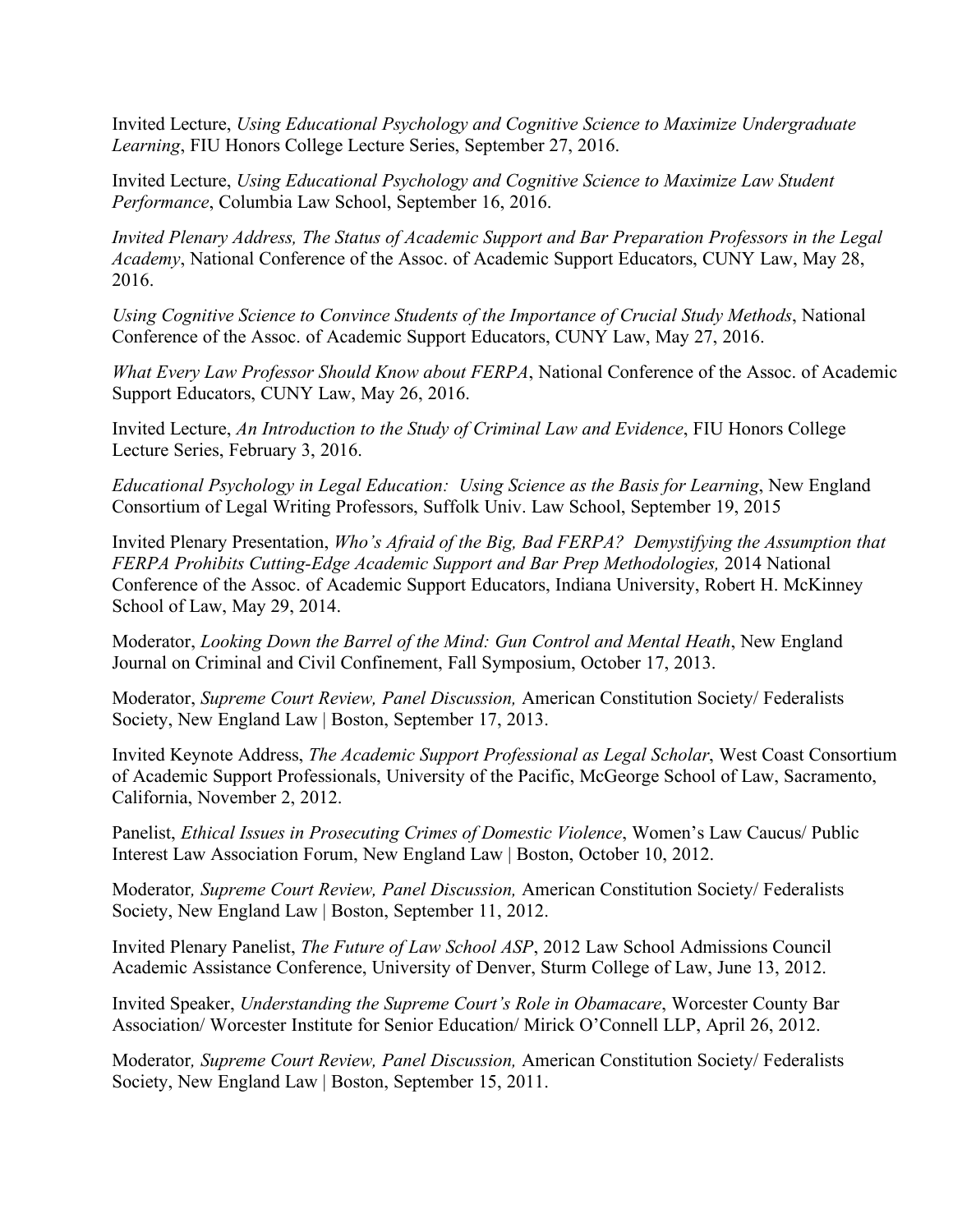Invited Lecture, *Using Educational Psychology and Cognitive Science to Maximize Undergraduate Learning*, FIU Honors College Lecture Series, September 27, 2016.

Invited Lecture, *Using Educational Psychology and Cognitive Science to Maximize Law Student Performance*, Columbia Law School, September 16, 2016.

*Invited Plenary Address, The Status of Academic Support and Bar Preparation Professors in the Legal Academy*, National Conference of the Assoc. of Academic Support Educators, CUNY Law, May 28, 2016.

*Using Cognitive Science to Convince Students of the Importance of Crucial Study Methods*, National Conference of the Assoc. of Academic Support Educators, CUNY Law, May 27, 2016.

*What Every Law Professor Should Know about FERPA*, National Conference of the Assoc. of Academic Support Educators, CUNY Law, May 26, 2016.

Invited Lecture, *An Introduction to the Study of Criminal Law and Evidence*, FIU Honors College Lecture Series, February 3, 2016.

*Educational Psychology in Legal Education: Using Science as the Basis for Learning*, New England Consortium of Legal Writing Professors, Suffolk Univ. Law School, September 19, 2015

Invited Plenary Presentation, *Who's Afraid of the Big, Bad FERPA? Demystifying the Assumption that FERPA Prohibits Cutting-Edge Academic Support and Bar Prep Methodologies,* 2014 National Conference of the Assoc. of Academic Support Educators, Indiana University, Robert H. McKinney School of Law, May 29, 2014.

Moderator, *Looking Down the Barrel of the Mind: Gun Control and Mental Heath*, New England Journal on Criminal and Civil Confinement, Fall Symposium, October 17, 2013.

Moderator, *Supreme Court Review, Panel Discussion,* American Constitution Society/ Federalists Society, New England Law | Boston, September 17, 2013.

Invited Keynote Address, *The Academic Support Professional as Legal Scholar*, West Coast Consortium of Academic Support Professionals, University of the Pacific, McGeorge School of Law, Sacramento, California, November 2, 2012.

Panelist, *Ethical Issues in Prosecuting Crimes of Domestic Violence*, Women's Law Caucus/ Public Interest Law Association Forum, New England Law | Boston, October 10, 2012.

Moderator*, Supreme Court Review, Panel Discussion,* American Constitution Society/ Federalists Society, New England Law | Boston, September 11, 2012.

Invited Plenary Panelist, *The Future of Law School ASP*, 2012 Law School Admissions Council Academic Assistance Conference, University of Denver, Sturm College of Law, June 13, 2012.

Invited Speaker, *Understanding the Supreme Court's Role in Obamacare*, Worcester County Bar Association/ Worcester Institute for Senior Education/ Mirick O'Connell LLP, April 26, 2012.

Moderator*, Supreme Court Review, Panel Discussion,* American Constitution Society/ Federalists Society, New England Law | Boston, September 15, 2011.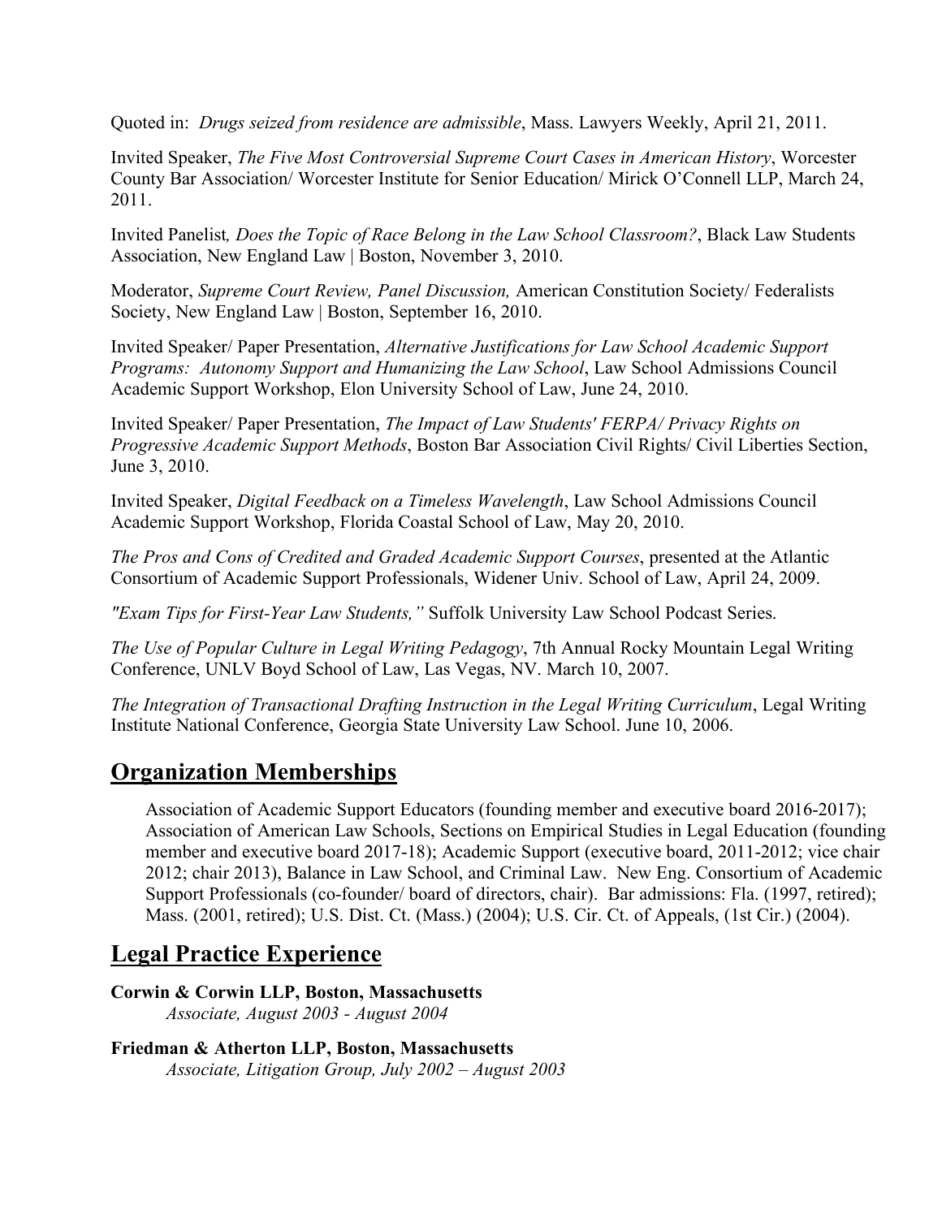Quoted in: *Drugs seized from residence are admissible*, Mass. Lawyers Weekly, April 21, 2011.

Invited Speaker, *The Five Most Controversial Supreme Court Cases in American History*, Worcester County Bar Association/ Worcester Institute for Senior Education/ Mirick O'Connell LLP, March 24, 2011.

Invited Panelist*, Does the Topic of Race Belong in the Law School Classroom?*, Black Law Students Association, New England Law | Boston, November 3, 2010.

Moderator, *Supreme Court Review, Panel Discussion,* American Constitution Society/ Federalists Society, New England Law | Boston, September 16, 2010.

Invited Speaker/ Paper Presentation, *Alternative Justifications for Law School Academic Support Programs: Autonomy Support and Humanizing the Law School*, Law School Admissions Council Academic Support Workshop, Elon University School of Law, June 24, 2010.

Invited Speaker/ Paper Presentation, *The Impact of Law Students' FERPA/ Privacy Rights on Progressive Academic Support Methods*, Boston Bar Association Civil Rights/ Civil Liberties Section, June 3, 2010.

Invited Speaker, *Digital Feedback on a Timeless Wavelength*, Law School Admissions Council Academic Support Workshop, Florida Coastal School of Law, May 20, 2010.

*The Pros and Cons of Credited and Graded Academic Support Courses*, presented at the Atlantic Consortium of Academic Support Professionals, Widener Univ. School of Law, April 24, 2009.

*"Exam Tips for First-Year Law Students,"* Suffolk University Law School Podcast Series.

*The Use of Popular Culture in Legal Writing Pedagogy*, 7th Annual Rocky Mountain Legal Writing Conference, UNLV Boyd School of Law, Las Vegas, NV. March 10, 2007.

*The Integration of Transactional Drafting Instruction in the Legal Writing Curriculum*, Legal Writing Institute National Conference, Georgia State University Law School. June 10, 2006.

## Organization Memberships

Association of Academic Support Educators (founding member and executive board 2016-2017); Association of American Law Schools, Sections on Empirical Studies in Legal Education (founding member and executive board 2017-18); Academic Support (executive board, 2011-2012; vice chair 2012; chair 2013), Balance in Law School, and Criminal Law. New Eng. Consortium of Academic Support Professionals (co-founder/ board of directors, chair). Bar admissions: Fla. (1997, retired); Mass. (2001, retired); U.S. Dist. Ct. (Mass.) (2004); U.S. Cir. Ct. of Appeals, (1st Cir.) (2004).

## Legal Practice Experience

**Corwin & Corwin LLP, Boston, Massachusetts**
*Associate, August 2003 - August 2004*

**Friedman & Atherton LLP, Boston, Massachusetts**
*Associate, Litigation Group, July 2002 – August 2003*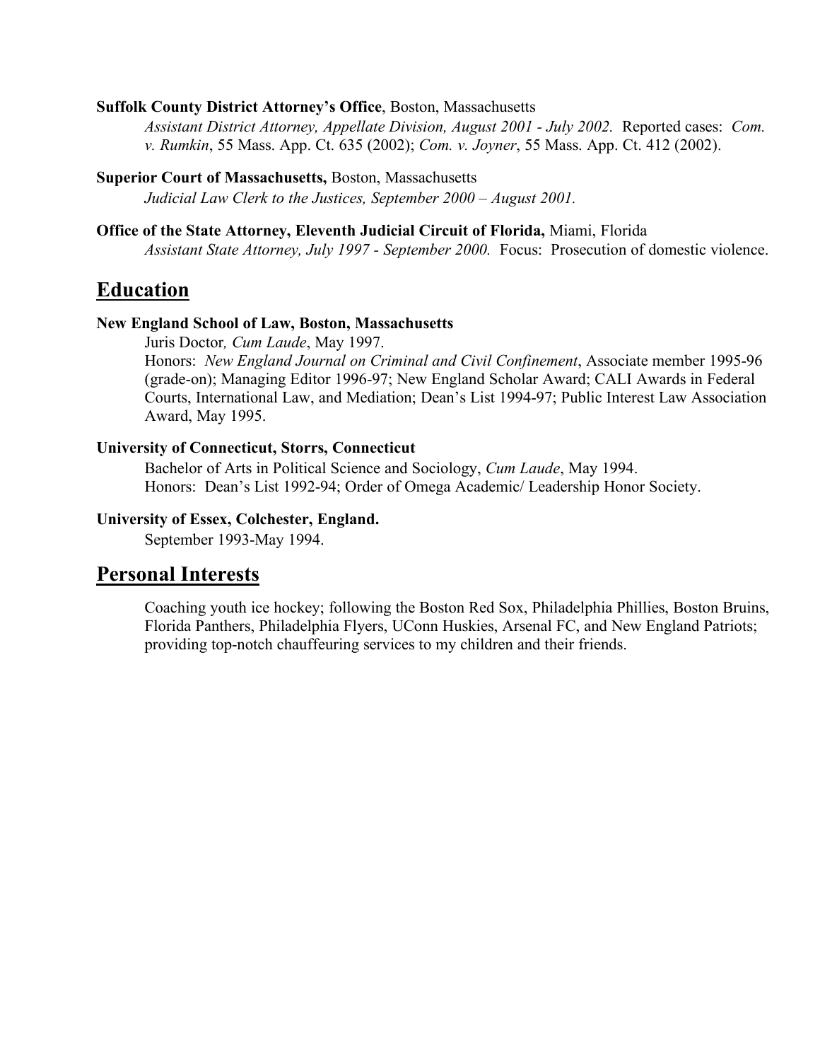**Suffolk County District Attorney's Office**, Boston, Massachusetts

*Assistant District Attorney, Appellate Division, August 2001 - July 2002.* Reported cases: *Com. v. Rumkin*, 55 Mass. App. Ct. 635 (2002); *Com. v. Joyner*, 55 Mass. App. Ct. 412 (2002).

**Superior Court of Massachusetts,** Boston, Massachusetts

*Judicial Law Clerk to the Justices, September 2000 – August 2001.*

**Office of the State Attorney, Eleventh Judicial Circuit of Florida,** Miami, Florida

*Assistant State Attorney, July 1997 - September 2000.* Focus: Prosecution of domestic violence.

## Education

**New England School of Law, Boston, Massachusetts**

Juris Doctor*, Cum Laude*, May 1997.
Honors: *New England Journal on Criminal and Civil Confinement*, Associate member 1995-96 (grade-on); Managing Editor 1996-97; New England Scholar Award; CALI Awards in Federal Courts, International Law, and Mediation; Dean's List 1994-97; Public Interest Law Association Award, May 1995.

**University of Connecticut, Storrs, Connecticut**

Bachelor of Arts in Political Science and Sociology, *Cum Laude*, May 1994.
Honors: Dean's List 1992-94; Order of Omega Academic/ Leadership Honor Society.

**University of Essex, Colchester, England.**

September 1993-May 1994.

## Personal Interests

Coaching youth ice hockey; following the Boston Red Sox, Philadelphia Phillies, Boston Bruins, Florida Panthers, Philadelphia Flyers, UConn Huskies, Arsenal FC, and New England Patriots; providing top-notch chauffeuring services to my children and their friends.